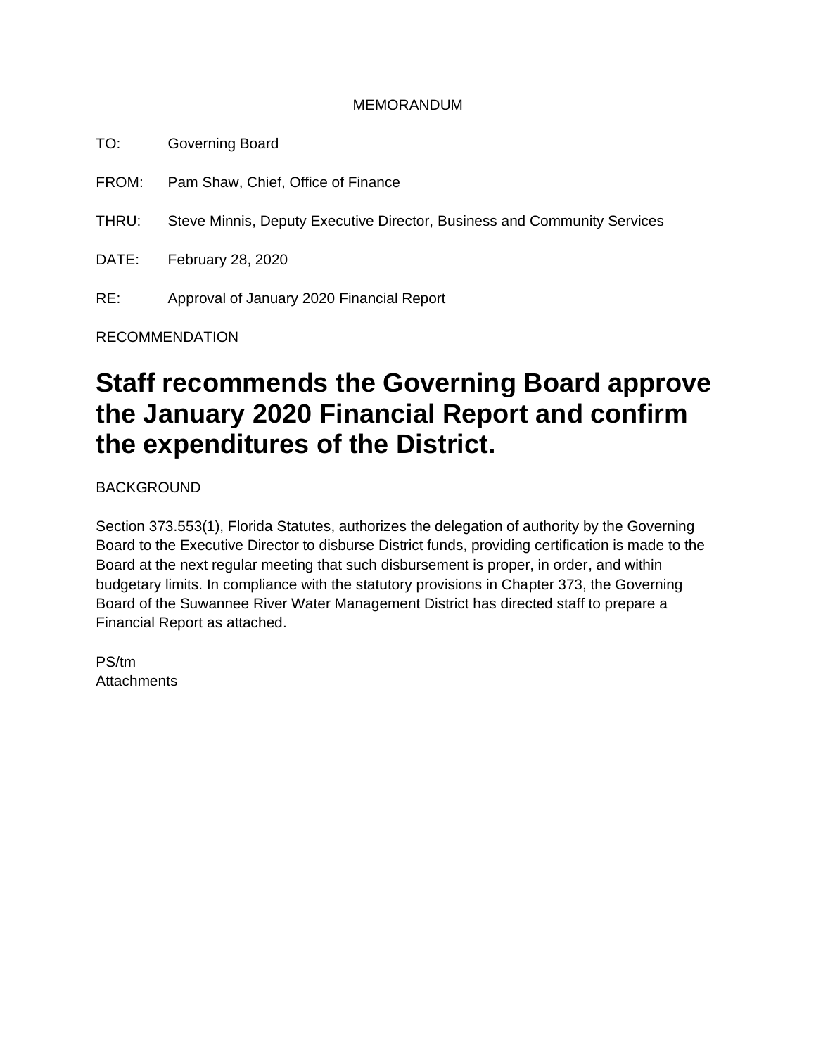MEMORANDUM

TO: Governing Board

FROM: Pam Shaw, Chief, Office of Finance

THRU: Steve Minnis, Deputy Executive Director, Business and Community Services

DATE: February 28, 2020

RE: Approval of January 2020 Financial Report

RECOMMENDATION

# Staff recommends the Governing Board approve the January 2020 Financial Report and confirm the expenditures of the District.

BACKGROUND

Section 373.553(1), Florida Statutes, authorizes the delegation of authority by the Governing Board to the Executive Director to disburse District funds, providing certification is made to the Board at the next regular meeting that such disbursement is proper, in order, and within budgetary limits. In compliance with the statutory provisions in Chapter 373, the Governing Board of the Suwannee River Water Management District has directed staff to prepare a Financial Report as attached.

PS/tm
Attachments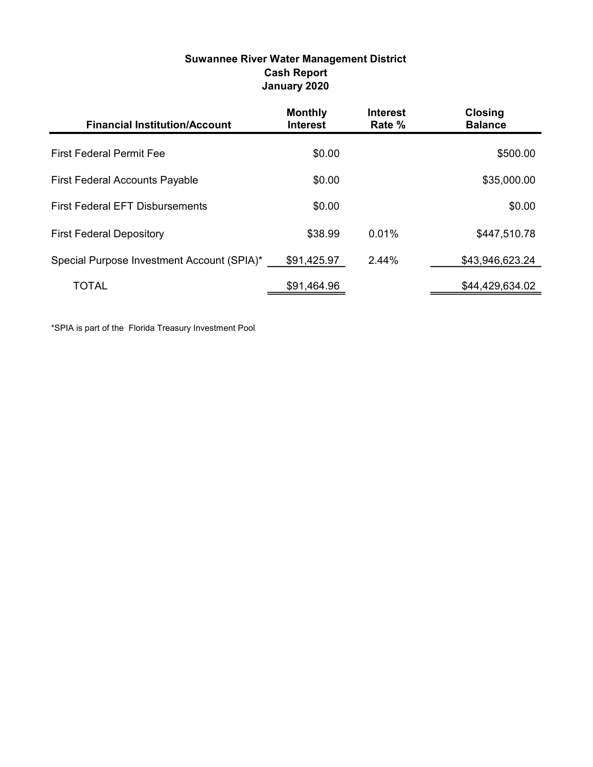## Suwannee River Water Management District
## Cash Report
## January 2020

| Financial Institution/Account | Monthly Interest | Interest Rate % | Closing Balance |
| --- | --- | --- | --- |
| First Federal Permit Fee | $0.00 | | $500.00 |
| First Federal Accounts Payable | $0.00 | | $35,000.00 |
| First Federal EFT Disbursements | $0.00 | | $0.00 |
| First Federal Depository | $38.99 | 0.01% | $447,510.78 |
| Special Purpose Investment Account (SPIA)* | $91,425.97 | 2.44% | $43,946,623.24 |
| TOTAL | $91,464.96 | | $44,429,634.02 |

*SPIA is part of the Florida Treasury Investment Pool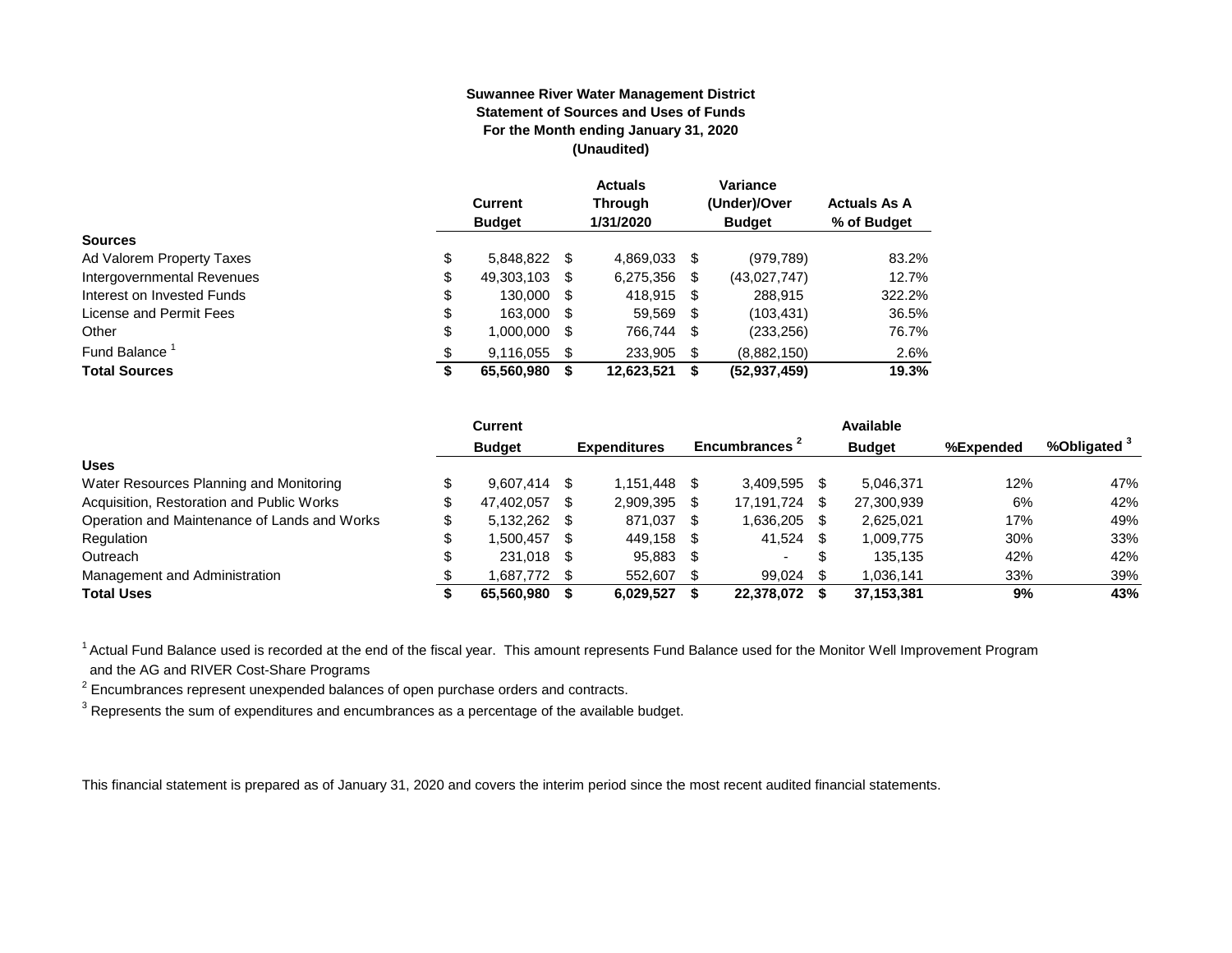**Suwannee River Water Management District**
**Statement of Sources and Uses of Funds**
**For the Month ending January 31, 2020**
**(Unaudited)**

| | Current Budget | Actuals Through 1/31/2020 | Variance (Under)/Over Budget | Actuals As A % of Budget |
|---|---|---|---|---|
| **Sources** | | | | |
| Ad Valorem Property Taxes | $ 5,848,822 | $ 4,869,033 | $ (979,789) | 83.2% |
| Intergovernmental Revenues | $ 49,303,103 | $ 6,275,356 | $ (43,027,747) | 12.7% |
| Interest on Invested Funds | $ 130,000 | $ 418,915 | $ 288,915 | 322.2% |
| License and Permit Fees | $ 163,000 | $ 59,569 | $ (103,431) | 36.5% |
| Other | $ 1,000,000 | $ 766,744 | $ (233,256) | 76.7% |
| Fund Balance [1] | $ 9,116,055 | $ 233,905 | $ (8,882,150) | 2.6% |
| **Total Sources** | **$ 65,560,980** | **$ 12,623,521** | **$ (52,937,459)** | **19.3%** |

| | Current Budget | Expenditures | Encumbrances [2] | Available Budget | %Expended | %Obligated [3] |
|---|---|---|---|---|---|---|
| **Uses** | | | | | | |
| Water Resources Planning and Monitoring | $ 9,607,414 | $ 1,151,448 | $ 3,409,595 | $ 5,046,371 | 12% | 47% |
| Acquisition, Restoration and Public Works | $ 47,402,057 | $ 2,909,395 | $ 17,191,724 | $ 27,300,939 | 6% | 42% |
| Operation and Maintenance of Lands and Works | $ 5,132,262 | $ 871,037 | $ 1,636,205 | $ 2,625,021 | 17% | 49% |
| Regulation | $ 1,500,457 | $ 449,158 | $ 41,524 | $ 1,009,775 | 30% | 33% |
| Outreach | $ 231,018 | $ 95,883 | $ - | $ 135,135 | 42% | 42% |
| Management and Administration | $ 1,687,772 | $ 552,607 | $ 99,024 | $ 1,036,141 | 33% | 39% |
| **Total Uses** | **$ 65,560,980** | **$ 6,029,527** | **$ 22,378,072** | **$ 37,153,381** | **9%** | **43%** |

[1] Actual Fund Balance used is recorded at the end of the fiscal year. This amount represents Fund Balance used for the Monitor Well Improvement Program and the AG and RIVER Cost-Share Programs

[2] Encumbrances represent unexpended balances of open purchase orders and contracts.

[3] Represents the sum of expenditures and encumbrances as a percentage of the available budget.

This financial statement is prepared as of January 31, 2020 and covers the interim period since the most recent audited financial statements.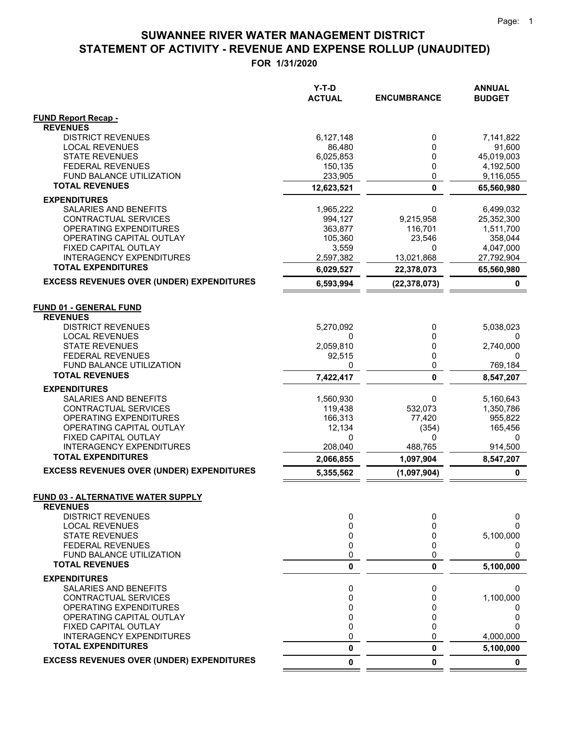# SUWANNEE RIVER WATER MANAGEMENT DISTRICT
## STATEMENT OF ACTIVITY - REVENUE AND EXPENSE ROLLUP (UNAUDITED)
### FOR 1/31/2020

| | Y-T-D ACTUAL | ENCUMBRANCE | ANNUAL BUDGET |
|---|---|---|---|
| **FUND Report Recap -** | | | |
| **REVENUES** | | | |
| DISTRICT REVENUES | 6,127,148 | 0 | 7,141,822 |
| LOCAL REVENUES | 86,480 | 0 | 91,600 |
| STATE REVENUES | 6,025,853 | 0 | 45,019,003 |
| FEDERAL REVENUES | 150,135 | 0 | 4,192,500 |
| FUND BALANCE UTILIZATION | 233,905 | 0 | 9,116,055 |
| **TOTAL REVENUES** | **12,623,521** | **0** | **65,560,980** |
| **EXPENDITURES** | | | |
| SALARIES AND BENEFITS | 1,965,222 | 0 | 6,499,032 |
| CONTRACTUAL SERVICES | 994,127 | 9,215,958 | 25,352,300 |
| OPERATING EXPENDITURES | 363,877 | 116,701 | 1,511,700 |
| OPERATING CAPITAL OUTLAY | 105,360 | 23,546 | 358,044 |
| FIXED CAPITAL OUTLAY | 3,559 | 0 | 4,047,000 |
| INTERAGENCY EXPENDITURES | 2,597,382 | 13,021,868 | 27,792,904 |
| **TOTAL EXPENDITURES** | **6,029,527** | **22,378,073** | **65,560,980** |
| **EXCESS REVENUES OVER (UNDER) EXPENDITURES** | **6,593,994** | **(22,378,073)** | **0** |
| **FUND 01 - GENERAL FUND** | | | |
| **REVENUES** | | | |
| DISTRICT REVENUES | 5,270,092 | 0 | 5,038,023 |
| LOCAL REVENUES | 0 | 0 | 0 |
| STATE REVENUES | 2,059,810 | 0 | 2,740,000 |
| FEDERAL REVENUES | 92,515 | 0 | 0 |
| FUND BALANCE UTILIZATION | 0 | 0 | 769,184 |
| **TOTAL REVENUES** | **7,422,417** | **0** | **8,547,207** |
| **EXPENDITURES** | | | |
| SALARIES AND BENEFITS | 1,560,930 | 0 | 5,160,643 |
| CONTRACTUAL SERVICES | 119,438 | 532,073 | 1,350,786 |
| OPERATING EXPENDITURES | 166,313 | 77,420 | 955,822 |
| OPERATING CAPITAL OUTLAY | 12,134 | (354) | 165,456 |
| FIXED CAPITAL OUTLAY | 0 | 0 | 0 |
| INTERAGENCY EXPENDITURES | 208,040 | 488,765 | 914,500 |
| **TOTAL EXPENDITURES** | **2,066,855** | **1,097,904** | **8,547,207** |
| **EXCESS REVENUES OVER (UNDER) EXPENDITURES** | **5,355,562** | **(1,097,904)** | **0** |
| **FUND 03 - ALTERNATIVE WATER SUPPLY** | | | |
| **REVENUES** | | | |
| DISTRICT REVENUES | 0 | 0 | 0 |
| LOCAL REVENUES | 0 | 0 | 0 |
| STATE REVENUES | 0 | 0 | 5,100,000 |
| FEDERAL REVENUES | 0 | 0 | 0 |
| FUND BALANCE UTILIZATION | 0 | 0 | 0 |
| **TOTAL REVENUES** | **0** | **0** | **5,100,000** |
| **EXPENDITURES** | | | |
| SALARIES AND BENEFITS | 0 | 0 | 0 |
| CONTRACTUAL SERVICES | 0 | 0 | 1,100,000 |
| OPERATING EXPENDITURES | 0 | 0 | 0 |
| OPERATING CAPITAL OUTLAY | 0 | 0 | 0 |
| FIXED CAPITAL OUTLAY | 0 | 0 | 0 |
| INTERAGENCY EXPENDITURES | 0 | 0 | 4,000,000 |
| **TOTAL EXPENDITURES** | **0** | **0** | **5,100,000** |
| **EXCESS REVENUES OVER (UNDER) EXPENDITURES** | **0** | **0** | **0** |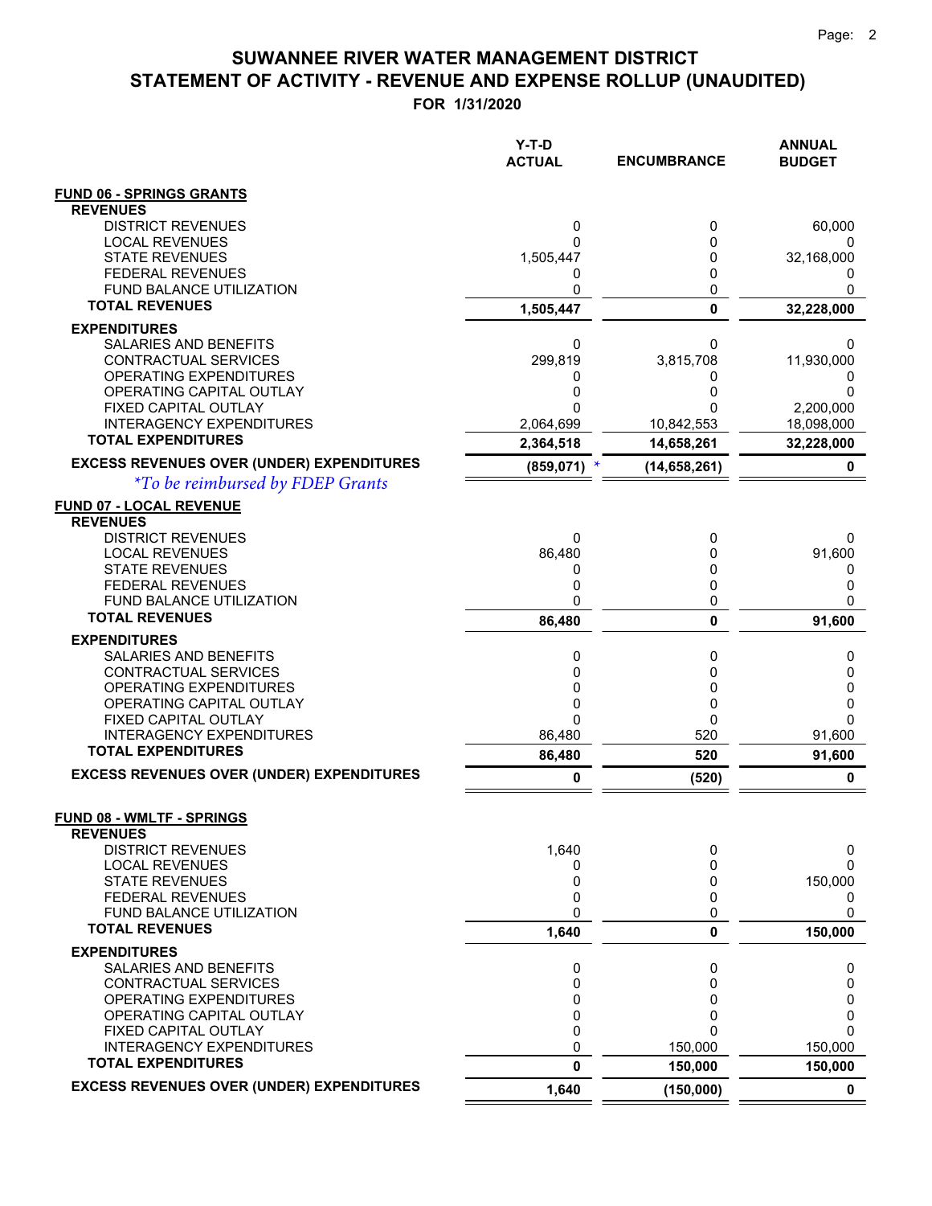# SUWANNEE RIVER WATER MANAGEMENT DISTRICT
## STATEMENT OF ACTIVITY - REVENUE AND EXPENSE ROLLUP (UNAUDITED)
### FOR 1/31/2020

| | Y-T-D ACTUAL | ENCUMBRANCE | ANNUAL BUDGET |
|---|---|---|---|
| **FUND 06 - SPRINGS GRANTS** | | | |
| **REVENUES** | | | |
| DISTRICT REVENUES | 0 | 0 | 60,000 |
| LOCAL REVENUES | 0 | 0 | 0 |
| STATE REVENUES | 1,505,447 | 0 | 32,168,000 |
| FEDERAL REVENUES | 0 | 0 | 0 |
| FUND BALANCE UTILIZATION | 0 | 0 | 0 |
| **TOTAL REVENUES** | **1,505,447** | **0** | **32,228,000** |
| **EXPENDITURES** | | | |
| SALARIES AND BENEFITS | 0 | 0 | 0 |
| CONTRACTUAL SERVICES | 299,819 | 3,815,708 | 11,930,000 |
| OPERATING EXPENDITURES | 0 | 0 | 0 |
| OPERATING CAPITAL OUTLAY | 0 | 0 | 0 |
| FIXED CAPITAL OUTLAY | 0 | 0 | 2,200,000 |
| INTERAGENCY EXPENDITURES | 2,064,699 | 10,842,553 | 18,098,000 |
| **TOTAL EXPENDITURES** | **2,364,518** | **14,658,261** | **32,228,000** |
| **EXCESS REVENUES OVER (UNDER) EXPENDITURES** | **(859,071)** * | **(14,658,261)** | **0** |
| *\*To be reimbursed by FDEP Grants* | | | |
| **FUND 07 - LOCAL REVENUE** | | | |
| **REVENUES** | | | |
| DISTRICT REVENUES | 0 | 0 | 0 |
| LOCAL REVENUES | 86,480 | 0 | 91,600 |
| STATE REVENUES | 0 | 0 | 0 |
| FEDERAL REVENUES | 0 | 0 | 0 |
| FUND BALANCE UTILIZATION | 0 | 0 | 0 |
| **TOTAL REVENUES** | **86,480** | **0** | **91,600** |
| **EXPENDITURES** | | | |
| SALARIES AND BENEFITS | 0 | 0 | 0 |
| CONTRACTUAL SERVICES | 0 | 0 | 0 |
| OPERATING EXPENDITURES | 0 | 0 | 0 |
| OPERATING CAPITAL OUTLAY | 0 | 0 | 0 |
| FIXED CAPITAL OUTLAY | 0 | 0 | 0 |
| INTERAGENCY EXPENDITURES | 86,480 | 520 | 91,600 |
| **TOTAL EXPENDITURES** | **86,480** | **520** | **91,600** |
| **EXCESS REVENUES OVER (UNDER) EXPENDITURES** | **0** | **(520)** | **0** |
| **FUND 08 - WMLTF - SPRINGS** | | | |
| **REVENUES** | | | |
| DISTRICT REVENUES | 1,640 | 0 | 0 |
| LOCAL REVENUES | 0 | 0 | 0 |
| STATE REVENUES | 0 | 0 | 150,000 |
| FEDERAL REVENUES | 0 | 0 | 0 |
| FUND BALANCE UTILIZATION | 0 | 0 | 0 |
| **TOTAL REVENUES** | **1,640** | **0** | **150,000** |
| **EXPENDITURES** | | | |
| SALARIES AND BENEFITS | 0 | 0 | 0 |
| CONTRACTUAL SERVICES | 0 | 0 | 0 |
| OPERATING EXPENDITURES | 0 | 0 | 0 |
| OPERATING CAPITAL OUTLAY | 0 | 0 | 0 |
| FIXED CAPITAL OUTLAY | 0 | 0 | 0 |
| INTERAGENCY EXPENDITURES | 0 | 150,000 | 150,000 |
| **TOTAL EXPENDITURES** | **0** | **150,000** | **150,000** |
| **EXCESS REVENUES OVER (UNDER) EXPENDITURES** | **1,640** | **(150,000)** | **0** |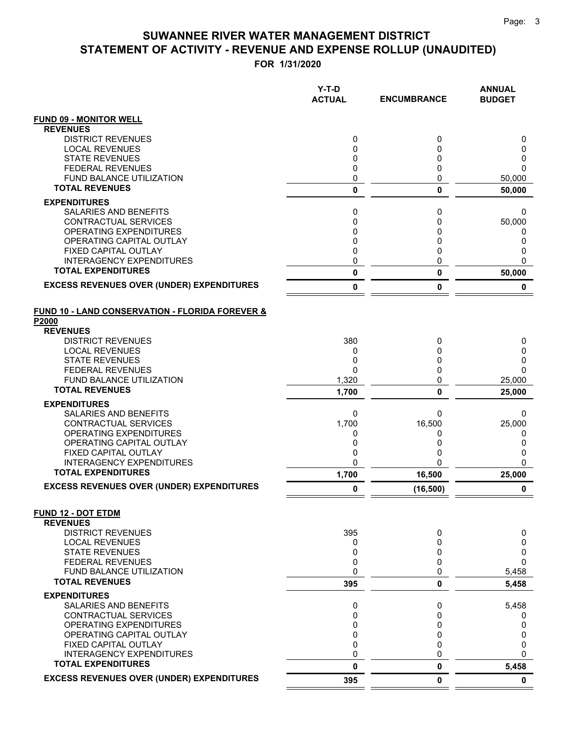# SUWANNEE RIVER WATER MANAGEMENT DISTRICT
# STATEMENT OF ACTIVITY - REVENUE AND EXPENSE ROLLUP (UNAUDITED)
## FOR 1/31/2020

| | Y-T-D ACTUAL | ENCUMBRANCE | ANNUAL BUDGET |
|---|---|---|---|
| **FUND 09 - MONITOR WELL** | | | |
| **REVENUES** | | | |
| DISTRICT REVENUES | 0 | 0 | 0 |
| LOCAL REVENUES | 0 | 0 | 0 |
| STATE REVENUES | 0 | 0 | 0 |
| FEDERAL REVENUES | 0 | 0 | 0 |
| FUND BALANCE UTILIZATION | 0 | 0 | 50,000 |
| **TOTAL REVENUES** | **0** | **0** | **50,000** |
| **EXPENDITURES** | | | |
| SALARIES AND BENEFITS | 0 | 0 | 0 |
| CONTRACTUAL SERVICES | 0 | 0 | 50,000 |
| OPERATING EXPENDITURES | 0 | 0 | 0 |
| OPERATING CAPITAL OUTLAY | 0 | 0 | 0 |
| FIXED CAPITAL OUTLAY | 0 | 0 | 0 |
| INTERAGENCY EXPENDITURES | 0 | 0 | 0 |
| **TOTAL EXPENDITURES** | **0** | **0** | **50,000** |
| **EXCESS REVENUES OVER (UNDER) EXPENDITURES** | **0** | **0** | **0** |
| **FUND 10 - LAND CONSERVATION - FLORIDA FOREVER & P2000** | | | |
| **REVENUES** | | | |
| DISTRICT REVENUES | 380 | 0 | 0 |
| LOCAL REVENUES | 0 | 0 | 0 |
| STATE REVENUES | 0 | 0 | 0 |
| FEDERAL REVENUES | 0 | 0 | 0 |
| FUND BALANCE UTILIZATION | 1,320 | 0 | 25,000 |
| **TOTAL REVENUES** | **1,700** | **0** | **25,000** |
| **EXPENDITURES** | | | |
| SALARIES AND BENEFITS | 0 | 0 | 0 |
| CONTRACTUAL SERVICES | 1,700 | 16,500 | 25,000 |
| OPERATING EXPENDITURES | 0 | 0 | 0 |
| OPERATING CAPITAL OUTLAY | 0 | 0 | 0 |
| FIXED CAPITAL OUTLAY | 0 | 0 | 0 |
| INTERAGENCY EXPENDITURES | 0 | 0 | 0 |
| **TOTAL EXPENDITURES** | **1,700** | **16,500** | **25,000** |
| **EXCESS REVENUES OVER (UNDER) EXPENDITURES** | **0** | **(16,500)** | **0** |
| **FUND 12 - DOT ETDM** | | | |
| **REVENUES** | | | |
| DISTRICT REVENUES | 395 | 0 | 0 |
| LOCAL REVENUES | 0 | 0 | 0 |
| STATE REVENUES | 0 | 0 | 0 |
| FEDERAL REVENUES | 0 | 0 | 0 |
| FUND BALANCE UTILIZATION | 0 | 0 | 5,458 |
| **TOTAL REVENUES** | **395** | **0** | **5,458** |
| **EXPENDITURES** | | | |
| SALARIES AND BENEFITS | 0 | 0 | 5,458 |
| CONTRACTUAL SERVICES | 0 | 0 | 0 |
| OPERATING EXPENDITURES | 0 | 0 | 0 |
| OPERATING CAPITAL OUTLAY | 0 | 0 | 0 |
| FIXED CAPITAL OUTLAY | 0 | 0 | 0 |
| INTERAGENCY EXPENDITURES | 0 | 0 | 0 |
| **TOTAL EXPENDITURES** | **0** | **0** | **5,458** |
| **EXCESS REVENUES OVER (UNDER) EXPENDITURES** | **395** | **0** | **0** |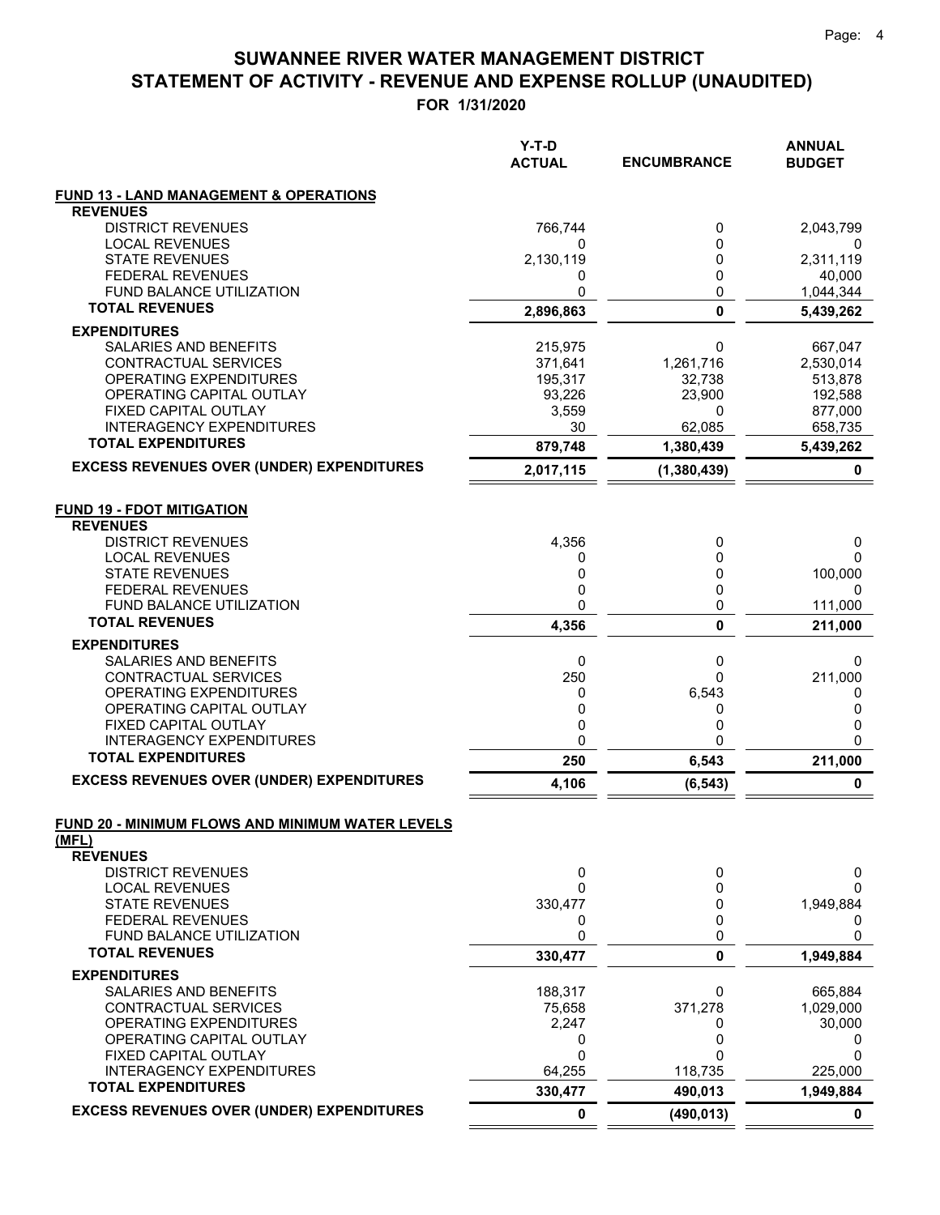# SUWANNEE RIVER WATER MANAGEMENT DISTRICT
## STATEMENT OF ACTIVITY - REVENUE AND EXPENSE ROLLUP (UNAUDITED)
### FOR 1/31/2020

| | Y-T-D ACTUAL | ENCUMBRANCE | ANNUAL BUDGET |
|---|---|---|---|
| **FUND 13 - LAND MANAGEMENT & OPERATIONS** | | | |
| **REVENUES** | | | |
| DISTRICT REVENUES | 766,744 | 0 | 2,043,799 |
| LOCAL REVENUES | 0 | 0 | 0 |
| STATE REVENUES | 2,130,119 | 0 | 2,311,119 |
| FEDERAL REVENUES | 0 | 0 | 40,000 |
| FUND BALANCE UTILIZATION | 0 | 0 | 1,044,344 |
| **TOTAL REVENUES** | **2,896,863** | **0** | **5,439,262** |
| **EXPENDITURES** | | | |
| SALARIES AND BENEFITS | 215,975 | 0 | 667,047 |
| CONTRACTUAL SERVICES | 371,641 | 1,261,716 | 2,530,014 |
| OPERATING EXPENDITURES | 195,317 | 32,738 | 513,878 |
| OPERATING CAPITAL OUTLAY | 93,226 | 23,900 | 192,588 |
| FIXED CAPITAL OUTLAY | 3,559 | 0 | 877,000 |
| INTERAGENCY EXPENDITURES | 30 | 62,085 | 658,735 |
| **TOTAL EXPENDITURES** | **879,748** | **1,380,439** | **5,439,262** |
| **EXCESS REVENUES OVER (UNDER) EXPENDITURES** | **2,017,115** | **(1,380,439)** | **0** |
| **FUND 19 - FDOT MITIGATION** | | | |
| **REVENUES** | | | |
| DISTRICT REVENUES | 4,356 | 0 | 0 |
| LOCAL REVENUES | 0 | 0 | 0 |
| STATE REVENUES | 0 | 0 | 100,000 |
| FEDERAL REVENUES | 0 | 0 | 0 |
| FUND BALANCE UTILIZATION | 0 | 0 | 111,000 |
| **TOTAL REVENUES** | **4,356** | **0** | **211,000** |
| **EXPENDITURES** | | | |
| SALARIES AND BENEFITS | 0 | 0 | 0 |
| CONTRACTUAL SERVICES | 250 | 0 | 211,000 |
| OPERATING EXPENDITURES | 0 | 6,543 | 0 |
| OPERATING CAPITAL OUTLAY | 0 | 0 | 0 |
| FIXED CAPITAL OUTLAY | 0 | 0 | 0 |
| INTERAGENCY EXPENDITURES | 0 | 0 | 0 |
| **TOTAL EXPENDITURES** | **250** | **6,543** | **211,000** |
| **EXCESS REVENUES OVER (UNDER) EXPENDITURES** | **4,106** | **(6,543)** | **0** |
| **FUND 20 - MINIMUM FLOWS AND MINIMUM WATER LEVELS (MFL)** | | | |
| **REVENUES** | | | |
| DISTRICT REVENUES | 0 | 0 | 0 |
| LOCAL REVENUES | 0 | 0 | 0 |
| STATE REVENUES | 330,477 | 0 | 1,949,884 |
| FEDERAL REVENUES | 0 | 0 | 0 |
| FUND BALANCE UTILIZATION | 0 | 0 | 0 |
| **TOTAL REVENUES** | **330,477** | **0** | **1,949,884** |
| **EXPENDITURES** | | | |
| SALARIES AND BENEFITS | 188,317 | 0 | 665,884 |
| CONTRACTUAL SERVICES | 75,658 | 371,278 | 1,029,000 |
| OPERATING EXPENDITURES | 2,247 | 0 | 30,000 |
| OPERATING CAPITAL OUTLAY | 0 | 0 | 0 |
| FIXED CAPITAL OUTLAY | 0 | 0 | 0 |
| INTERAGENCY EXPENDITURES | 64,255 | 118,735 | 225,000 |
| **TOTAL EXPENDITURES** | **330,477** | **490,013** | **1,949,884** |
| **EXCESS REVENUES OVER (UNDER) EXPENDITURES** | **0** | **(490,013)** | **0** |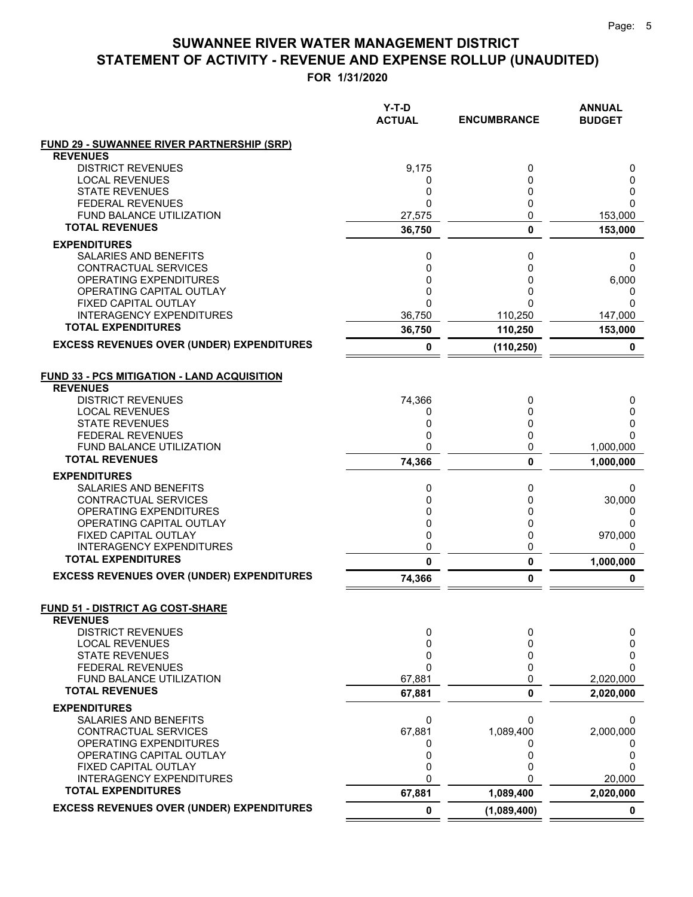# SUWANNEE RIVER WATER MANAGEMENT DISTRICT
## STATEMENT OF ACTIVITY - REVENUE AND EXPENSE ROLLUP (UNAUDITED)
### FOR 1/31/2020

| | Y-T-D ACTUAL | ENCUMBRANCE | ANNUAL BUDGET |
|---|---|---|---|
| **FUND 29 - SUWANNEE RIVER PARTNERSHIP (SRP)** | | | |
| **REVENUES** | | | |
| DISTRICT REVENUES | 9,175 | 0 | 0 |
| LOCAL REVENUES | 0 | 0 | 0 |
| STATE REVENUES | 0 | 0 | 0 |
| FEDERAL REVENUES | 0 | 0 | 0 |
| FUND BALANCE UTILIZATION | 27,575 | 0 | 153,000 |
| **TOTAL REVENUES** | **36,750** | **0** | **153,000** |
| **EXPENDITURES** | | | |
| SALARIES AND BENEFITS | 0 | 0 | 0 |
| CONTRACTUAL SERVICES | 0 | 0 | 0 |
| OPERATING EXPENDITURES | 0 | 0 | 6,000 |
| OPERATING CAPITAL OUTLAY | 0 | 0 | 0 |
| FIXED CAPITAL OUTLAY | 0 | 0 | 0 |
| INTERAGENCY EXPENDITURES | 36,750 | 110,250 | 147,000 |
| **TOTAL EXPENDITURES** | **36,750** | **110,250** | **153,000** |
| **EXCESS REVENUES OVER (UNDER) EXPENDITURES** | **0** | **(110,250)** | **0** |
| | | | |
| **FUND 33 - PCS MITIGATION - LAND ACQUISITION** | | | |
| **REVENUES** | | | |
| DISTRICT REVENUES | 74,366 | 0 | 0 |
| LOCAL REVENUES | 0 | 0 | 0 |
| STATE REVENUES | 0 | 0 | 0 |
| FEDERAL REVENUES | 0 | 0 | 0 |
| FUND BALANCE UTILIZATION | 0 | 0 | 1,000,000 |
| **TOTAL REVENUES** | **74,366** | **0** | **1,000,000** |
| **EXPENDITURES** | | | |
| SALARIES AND BENEFITS | 0 | 0 | 0 |
| CONTRACTUAL SERVICES | 0 | 0 | 30,000 |
| OPERATING EXPENDITURES | 0 | 0 | 0 |
| OPERATING CAPITAL OUTLAY | 0 | 0 | 0 |
| FIXED CAPITAL OUTLAY | 0 | 0 | 970,000 |
| INTERAGENCY EXPENDITURES | 0 | 0 | 0 |
| **TOTAL EXPENDITURES** | **0** | **0** | **1,000,000** |
| **EXCESS REVENUES OVER (UNDER) EXPENDITURES** | **74,366** | **0** | **0** |
| | | | |
| **FUND 51 - DISTRICT AG COST-SHARE** | | | |
| **REVENUES** | | | |
| DISTRICT REVENUES | 0 | 0 | 0 |
| LOCAL REVENUES | 0 | 0 | 0 |
| STATE REVENUES | 0 | 0 | 0 |
| FEDERAL REVENUES | 0 | 0 | 0 |
| FUND BALANCE UTILIZATION | 67,881 | 0 | 2,020,000 |
| **TOTAL REVENUES** | **67,881** | **0** | **2,020,000** |
| **EXPENDITURES** | | | |
| SALARIES AND BENEFITS | 0 | 0 | 0 |
| CONTRACTUAL SERVICES | 67,881 | 1,089,400 | 2,000,000 |
| OPERATING EXPENDITURES | 0 | 0 | 0 |
| OPERATING CAPITAL OUTLAY | 0 | 0 | 0 |
| FIXED CAPITAL OUTLAY | 0 | 0 | 0 |
| INTERAGENCY EXPENDITURES | 0 | 0 | 20,000 |
| **TOTAL EXPENDITURES** | **67,881** | **1,089,400** | **2,020,000** |
| **EXCESS REVENUES OVER (UNDER) EXPENDITURES** | **0** | **(1,089,400)** | **0** |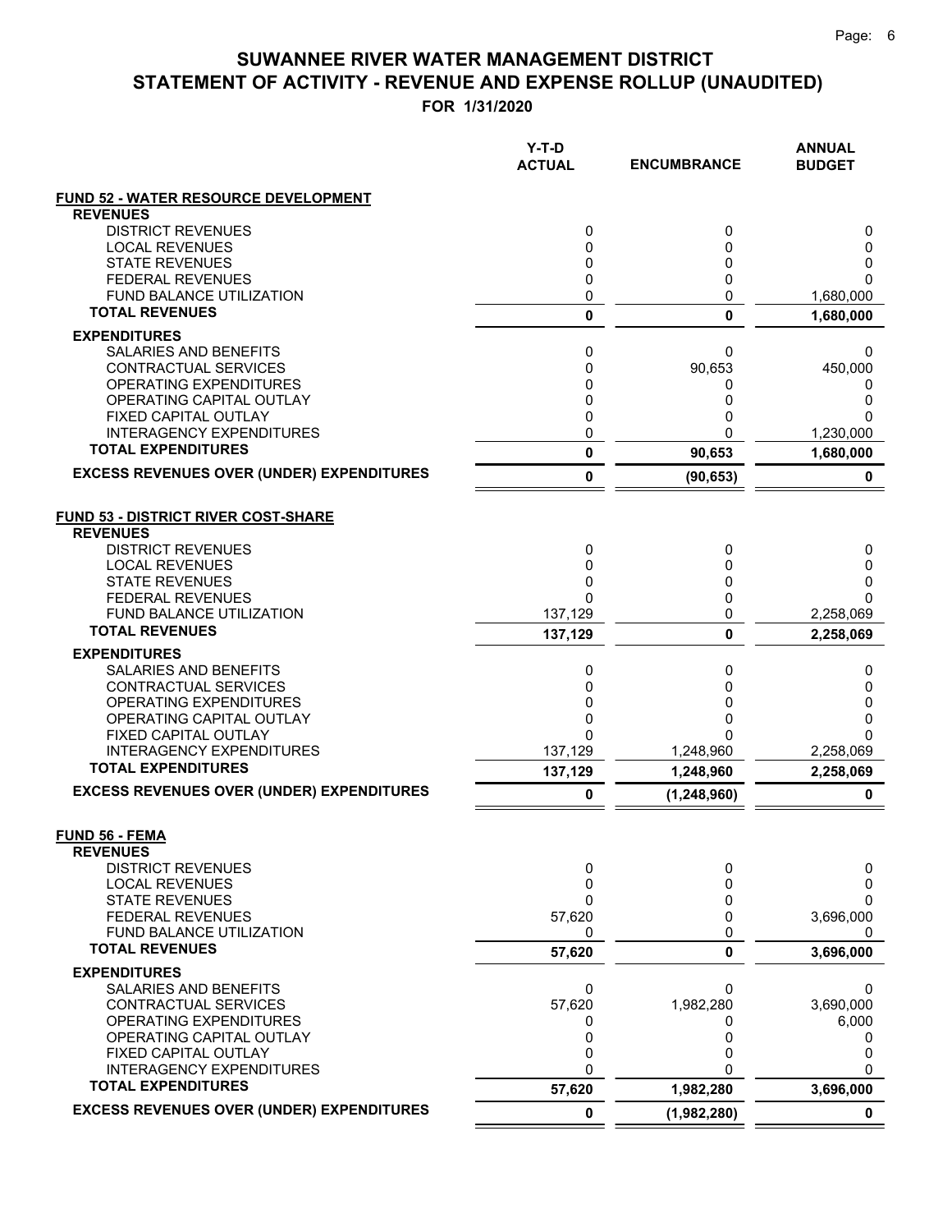# SUWANNEE RIVER WATER MANAGEMENT DISTRICT
## STATEMENT OF ACTIVITY - REVENUE AND EXPENSE ROLLUP (UNAUDITED)
### FOR 1/31/2020

| | Y-T-D ACTUAL | ENCUMBRANCE | ANNUAL BUDGET |
|---|---|---|---|
| **FUND 52 - WATER RESOURCE DEVELOPMENT** | | | |
| **REVENUES** | | | |
| DISTRICT REVENUES | 0 | 0 | 0 |
| LOCAL REVENUES | 0 | 0 | 0 |
| STATE REVENUES | 0 | 0 | 0 |
| FEDERAL REVENUES | 0 | 0 | 0 |
| FUND BALANCE UTILIZATION | 0 | 0 | 1,680,000 |
| **TOTAL REVENUES** | **0** | **0** | **1,680,000** |
| **EXPENDITURES** | | | |
| SALARIES AND BENEFITS | 0 | 0 | 0 |
| CONTRACTUAL SERVICES | 0 | 90,653 | 450,000 |
| OPERATING EXPENDITURES | 0 | 0 | 0 |
| OPERATING CAPITAL OUTLAY | 0 | 0 | 0 |
| FIXED CAPITAL OUTLAY | 0 | 0 | 0 |
| INTERAGENCY EXPENDITURES | 0 | 0 | 1,230,000 |
| **TOTAL EXPENDITURES** | **0** | **90,653** | **1,680,000** |
| **EXCESS REVENUES OVER (UNDER) EXPENDITURES** | **0** | **(90,653)** | **0** |
| | | | |
| **FUND 53 - DISTRICT RIVER COST-SHARE** | | | |
| **REVENUES** | | | |
| DISTRICT REVENUES | 0 | 0 | 0 |
| LOCAL REVENUES | 0 | 0 | 0 |
| STATE REVENUES | 0 | 0 | 0 |
| FEDERAL REVENUES | 0 | 0 | 0 |
| FUND BALANCE UTILIZATION | 137,129 | 0 | 2,258,069 |
| **TOTAL REVENUES** | **137,129** | **0** | **2,258,069** |
| **EXPENDITURES** | | | |
| SALARIES AND BENEFITS | 0 | 0 | 0 |
| CONTRACTUAL SERVICES | 0 | 0 | 0 |
| OPERATING EXPENDITURES | 0 | 0 | 0 |
| OPERATING CAPITAL OUTLAY | 0 | 0 | 0 |
| FIXED CAPITAL OUTLAY | 0 | 0 | 0 |
| INTERAGENCY EXPENDITURES | 137,129 | 1,248,960 | 2,258,069 |
| **TOTAL EXPENDITURES** | **137,129** | **1,248,960** | **2,258,069** |
| **EXCESS REVENUES OVER (UNDER) EXPENDITURES** | **0** | **(1,248,960)** | **0** |
| | | | |
| **FUND 56 - FEMA** | | | |
| **REVENUES** | | | |
| DISTRICT REVENUES | 0 | 0 | 0 |
| LOCAL REVENUES | 0 | 0 | 0 |
| STATE REVENUES | 0 | 0 | 0 |
| FEDERAL REVENUES | 57,620 | 0 | 3,696,000 |
| FUND BALANCE UTILIZATION | 0 | 0 | 0 |
| **TOTAL REVENUES** | **57,620** | **0** | **3,696,000** |
| **EXPENDITURES** | | | |
| SALARIES AND BENEFITS | 0 | 0 | 0 |
| CONTRACTUAL SERVICES | 57,620 | 1,982,280 | 3,690,000 |
| OPERATING EXPENDITURES | 0 | 0 | 6,000 |
| OPERATING CAPITAL OUTLAY | 0 | 0 | 0 |
| FIXED CAPITAL OUTLAY | 0 | 0 | 0 |
| INTERAGENCY EXPENDITURES | 0 | 0 | 0 |
| **TOTAL EXPENDITURES** | **57,620** | **1,982,280** | **3,696,000** |
| **EXCESS REVENUES OVER (UNDER) EXPENDITURES** | **0** | **(1,982,280)** | **0** |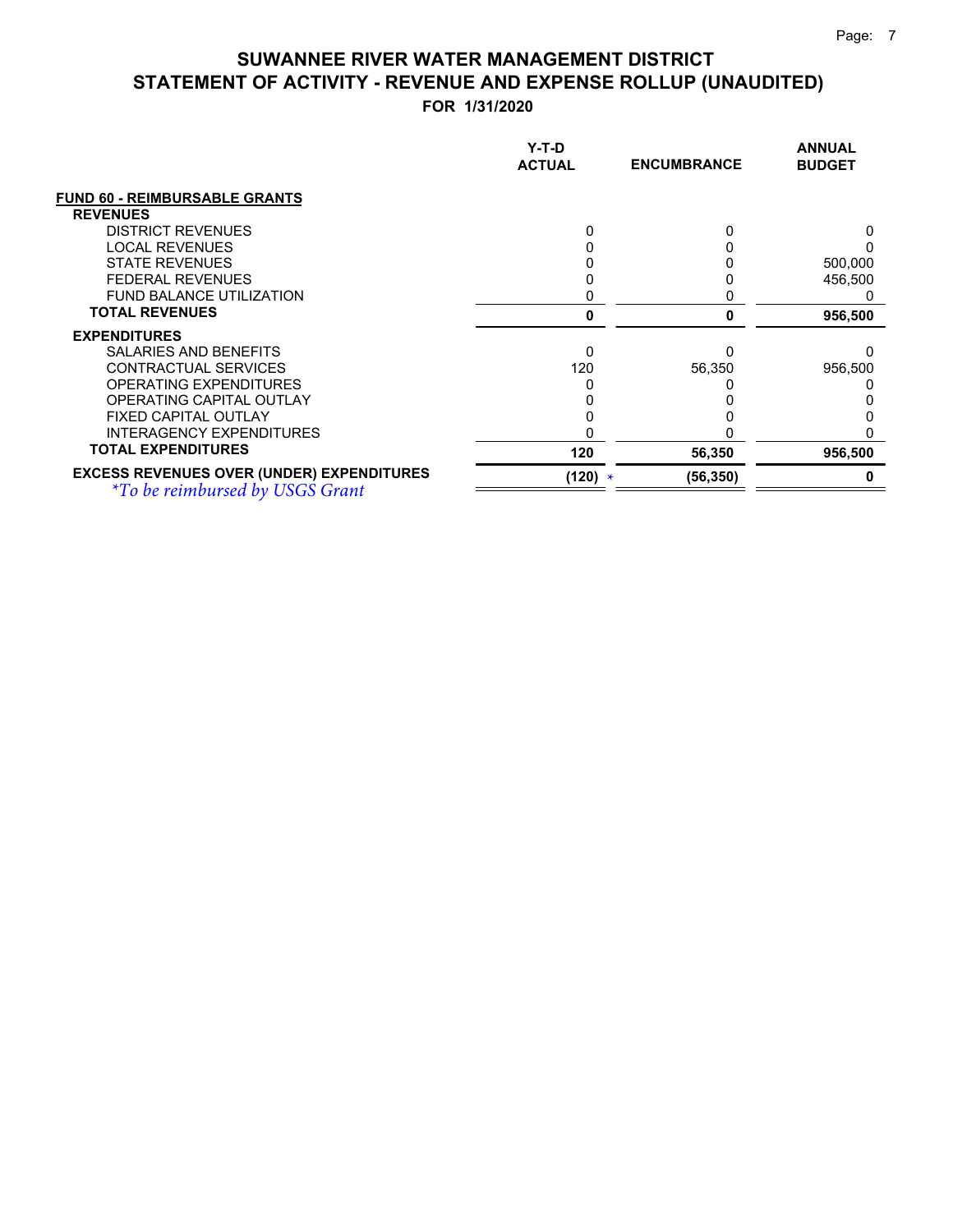# SUWANNEE RIVER WATER MANAGEMENT DISTRICT
## STATEMENT OF ACTIVITY - REVENUE AND EXPENSE ROLLUP (UNAUDITED)
### FOR 1/31/2020

| | Y-T-D ACTUAL | ENCUMBRANCE | ANNUAL BUDGET |
|---|---|---|---|
| **FUND 60 - REIMBURSABLE GRANTS** | | | |
| **REVENUES** | | | |
| DISTRICT REVENUES | 0 | 0 | 0 |
| LOCAL REVENUES | 0 | 0 | 0 |
| STATE REVENUES | 0 | 0 | 500,000 |
| FEDERAL REVENUES | 0 | 0 | 456,500 |
| FUND BALANCE UTILIZATION | 0 | 0 | 0 |
| **TOTAL REVENUES** | **0** | **0** | **956,500** |
| **EXPENDITURES** | | | |
| SALARIES AND BENEFITS | 0 | 0 | 0 |
| CONTRACTUAL SERVICES | 120 | 56,350 | 956,500 |
| OPERATING EXPENDITURES | 0 | 0 | 0 |
| OPERATING CAPITAL OUTLAY | 0 | 0 | 0 |
| FIXED CAPITAL OUTLAY | 0 | 0 | 0 |
| INTERAGENCY EXPENDITURES | 0 | 0 | 0 |
| **TOTAL EXPENDITURES** | **120** | **56,350** | **956,500** |
| **EXCESS REVENUES OVER (UNDER) EXPENDITURES** | **(120)** * | **(56,350)** | **0** |

*\*To be reimbursed by USGS Grant*